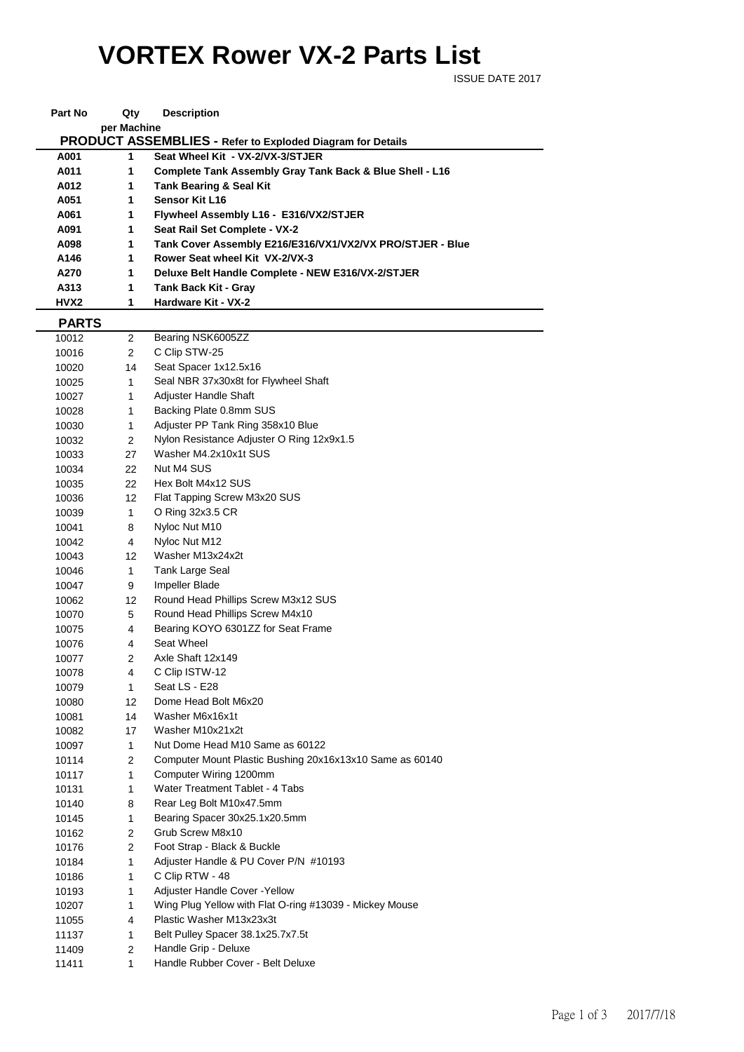# VORTEX Rower VX-2 Parts List

ISSUE DATE 2017

| Part No | Qty per Machine | Description |
|---|---|---|
| **PRODUCT ASSEMBLIES - Refer to Exploded Diagram for Details** | | |
| **A001** | **1** | **Seat Wheel Kit - VX-2/VX-3/STJER** |
| **A011** | **1** | **Complete Tank Assembly Gray Tank Back & Blue Shell - L16** |
| **A012** | **1** | **Tank Bearing & Seal Kit** |
| **A051** | **1** | **Sensor Kit L16** |
| **A061** | **1** | **Flywheel Assembly L16 - E316/VX2/STJER** |
| **A091** | **1** | **Seat Rail Set Complete - VX-2** |
| **A098** | **1** | **Tank Cover Assembly E216/E316/VX1/VX2/VX PRO/STJER - Blue** |
| **A146** | **1** | **Rower Seat wheel Kit VX-2/VX-3** |
| **A270** | **1** | **Deluxe Belt Handle Complete - NEW E316/VX-2/STJER** |
| **A313** | **1** | **Tank Back Kit - Gray** |
| **HVX2** | **1** | **Hardware Kit - VX-2** |
| **PARTS** | | |
| 10012 | 2 | Bearing NSK6005ZZ |
| 10016 | 2 | C Clip STW-25 |
| 10020 | 14 | Seat Spacer 1x12.5x16 |
| 10025 | 1 | Seal NBR 37x30x8t for Flywheel Shaft |
| 10027 | 1 | Adjuster Handle Shaft |
| 10028 | 1 | Backing Plate 0.8mm SUS |
| 10030 | 1 | Adjuster PP Tank Ring 358x10 Blue |
| 10032 | 2 | Nylon Resistance Adjuster O Ring 12x9x1.5 |
| 10033 | 27 | Washer M4.2x10x1t SUS |
| 10034 | 22 | Nut M4 SUS |
| 10035 | 22 | Hex Bolt M4x12 SUS |
| 10036 | 12 | Flat Tapping Screw M3x20 SUS |
| 10039 | 1 | O Ring 32x3.5 CR |
| 10041 | 8 | Nyloc Nut M10 |
| 10042 | 4 | Nyloc Nut M12 |
| 10043 | 12 | Washer M13x24x2t |
| 10046 | 1 | Tank Large Seal |
| 10047 | 9 | Impeller Blade |
| 10062 | 12 | Round Head Phillips Screw M3x12 SUS |
| 10070 | 5 | Round Head Phillips Screw M4x10 |
| 10075 | 4 | Bearing KOYO 6301ZZ for Seat Frame |
| 10076 | 4 | Seat Wheel |
| 10077 | 2 | Axle Shaft 12x149 |
| 10078 | 4 | C Clip ISTW-12 |
| 10079 | 1 | Seat LS - E28 |
| 10080 | 12 | Dome Head Bolt M6x20 |
| 10081 | 14 | Washer M6x16x1t |
| 10082 | 17 | Washer M10x21x2t |
| 10097 | 1 | Nut Dome Head M10 Same as 60122 |
| 10114 | 2 | Computer Mount Plastic Bushing 20x16x13x10 Same as 60140 |
| 10117 | 1 | Computer Wiring 1200mm |
| 10131 | 1 | Water Treatment Tablet - 4 Tabs |
| 10140 | 8 | Rear Leg Bolt M10x47.5mm |
| 10145 | 1 | Bearing Spacer 30x25.1x20.5mm |
| 10162 | 2 | Grub Screw M8x10 |
| 10176 | 2 | Foot Strap - Black & Buckle |
| 10184 | 1 | Adjuster Handle & PU Cover P/N #10193 |
| 10186 | 1 | C Clip RTW - 48 |
| 10193 | 1 | Adjuster Handle Cover -Yellow |
| 10207 | 1 | Wing Plug Yellow with Flat O-ring #13039 - Mickey Mouse |
| 11055 | 4 | Plastic Washer M13x23x3t |
| 11137 | 1 | Belt Pulley Spacer 38.1x25.7x7.5t |
| 11409 | 2 | Handle Grip - Deluxe |
| 11411 | 1 | Handle Rubber Cover - Belt Deluxe |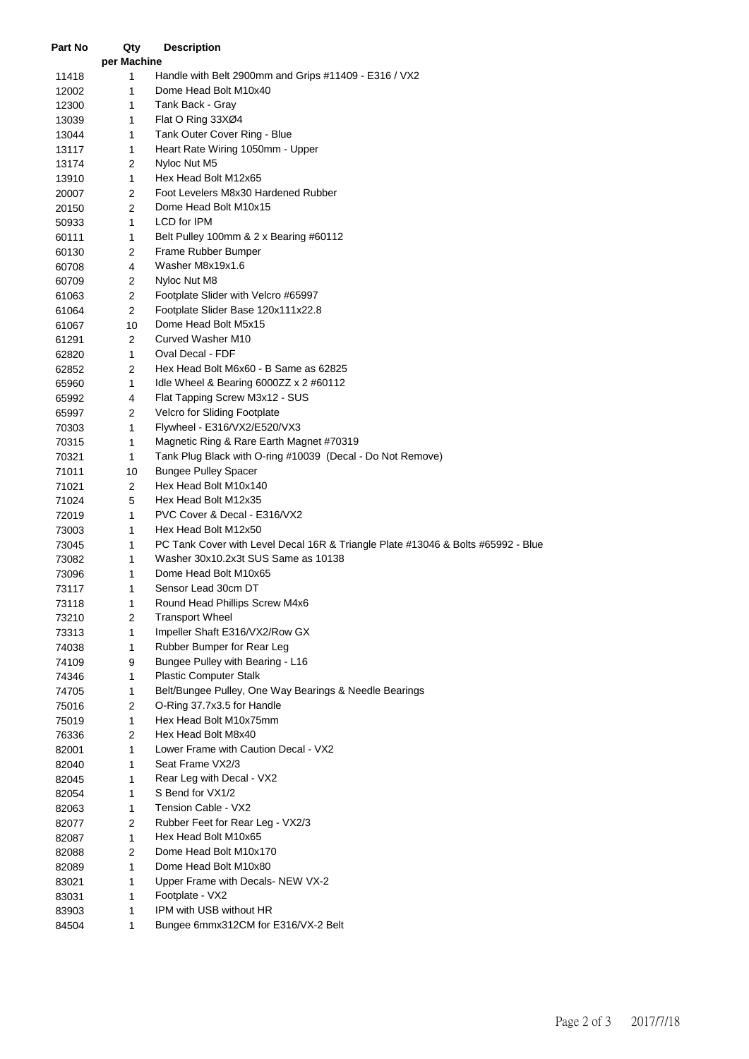| Part No | Qty per Machine | Description |
|---|---|---|
| 11418 | 1 | Handle with Belt 2900mm and Grips #11409 - E316 / VX2 |
| 12002 | 1 | Dome Head Bolt M10x40 |
| 12300 | 1 | Tank Back - Gray |
| 13039 | 1 | Flat O Ring 33XØ4 |
| 13044 | 1 | Tank Outer Cover Ring - Blue |
| 13117 | 1 | Heart Rate Wiring 1050mm - Upper |
| 13174 | 2 | Nyloc Nut M5 |
| 13910 | 1 | Hex Head Bolt M12x65 |
| 20007 | 2 | Foot Levelers M8x30 Hardened Rubber |
| 20150 | 2 | Dome Head Bolt M10x15 |
| 50933 | 1 | LCD for IPM |
| 60111 | 1 | Belt Pulley 100mm & 2 x Bearing #60112 |
| 60130 | 2 | Frame Rubber Bumper |
| 60708 | 4 | Washer M8x19x1.6 |
| 60709 | 2 | Nyloc Nut M8 |
| 61063 | 2 | Footplate Slider with Velcro #65997 |
| 61064 | 2 | Footplate Slider Base 120x111x22.8 |
| 61067 | 10 | Dome Head Bolt M5x15 |
| 61291 | 2 | Curved Washer M10 |
| 62820 | 1 | Oval Decal - FDF |
| 62852 | 2 | Hex Head Bolt M6x60 - B Same as 62825 |
| 65960 | 1 | Idle Wheel & Bearing 6000ZZ x 2 #60112 |
| 65992 | 4 | Flat Tapping Screw M3x12 - SUS |
| 65997 | 2 | Velcro for Sliding Footplate |
| 70303 | 1 | Flywheel - E316/VX2/E520/VX3 |
| 70315 | 1 | Magnetic Ring & Rare Earth Magnet #70319 |
| 70321 | 1 | Tank Plug Black with O-ring #10039 (Decal - Do Not Remove) |
| 71011 | 10 | Bungee Pulley Spacer |
| 71021 | 2 | Hex Head Bolt M10x140 |
| 71024 | 5 | Hex Head Bolt M12x35 |
| 72019 | 1 | PVC Cover & Decal - E316/VX2 |
| 73003 | 1 | Hex Head Bolt M12x50 |
| 73045 | 1 | PC Tank Cover with Level Decal 16R & Triangle Plate #13046 & Bolts #65992 - Blue |
| 73082 | 1 | Washer 30x10.2x3t SUS Same as 10138 |
| 73096 | 1 | Dome Head Bolt M10x65 |
| 73117 | 1 | Sensor Lead 30cm DT |
| 73118 | 1 | Round Head Phillips Screw M4x6 |
| 73210 | 2 | Transport Wheel |
| 73313 | 1 | Impeller Shaft E316/VX2/Row GX |
| 74038 | 1 | Rubber Bumper for Rear Leg |
| 74109 | 9 | Bungee Pulley with Bearing - L16 |
| 74346 | 1 | Plastic Computer Stalk |
| 74705 | 1 | Belt/Bungee Pulley, One Way Bearings & Needle Bearings |
| 75016 | 2 | O-Ring 37.7x3.5 for Handle |
| 75019 | 1 | Hex Head Bolt M10x75mm |
| 76336 | 2 | Hex Head Bolt M8x40 |
| 82001 | 1 | Lower Frame with Caution Decal - VX2 |
| 82040 | 1 | Seat Frame VX2/3 |
| 82045 | 1 | Rear Leg with Decal - VX2 |
| 82054 | 1 | S Bend for VX1/2 |
| 82063 | 1 | Tension Cable - VX2 |
| 82077 | 2 | Rubber Feet for Rear Leg - VX2/3 |
| 82087 | 1 | Hex Head Bolt M10x65 |
| 82088 | 2 | Dome Head Bolt M10x170 |
| 82089 | 1 | Dome Head Bolt M10x80 |
| 83021 | 1 | Upper Frame with Decals- NEW VX-2 |
| 83031 | 1 | Footplate - VX2 |
| 83903 | 1 | IPM with USB without HR |
| 84504 | 1 | Bungee 6mmx312CM for E316/VX-2 Belt |

2017/7/18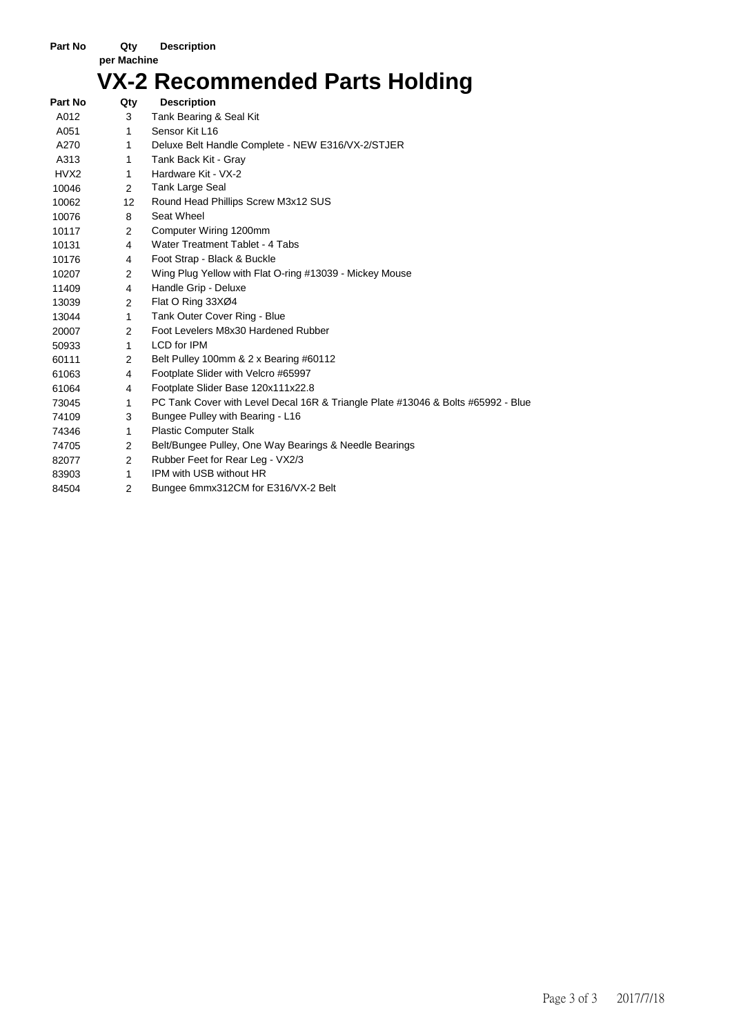# VX-2 Recommended Parts Holding

| Part No | Qty | Description |
|---|---|---|
| A012 | 3 | Tank Bearing & Seal Kit |
| A051 | 1 | Sensor Kit L16 |
| A270 | 1 | Deluxe Belt Handle Complete - NEW E316/VX-2/STJER |
| A313 | 1 | Tank Back Kit - Gray |
| HVX2 | 1 | Hardware Kit - VX-2 |
| 10046 | 2 | Tank Large Seal |
| 10062 | 12 | Round Head Phillips Screw M3x12 SUS |
| 10076 | 8 | Seat Wheel |
| 10117 | 2 | Computer Wiring 1200mm |
| 10131 | 4 | Water Treatment Tablet - 4 Tabs |
| 10176 | 4 | Foot Strap - Black & Buckle |
| 10207 | 2 | Wing Plug Yellow with Flat O-ring #13039 - Mickey Mouse |
| 11409 | 4 | Handle Grip - Deluxe |
| 13039 | 2 | Flat O Ring 33XØ4 |
| 13044 | 1 | Tank Outer Cover Ring - Blue |
| 20007 | 2 | Foot Levelers M8x30 Hardened Rubber |
| 50933 | 1 | LCD for IPM |
| 60111 | 2 | Belt Pulley 100mm & 2 x Bearing #60112 |
| 61063 | 4 | Footplate Slider with Velcro #65997 |
| 61064 | 4 | Footplate Slider Base 120x111x22.8 |
| 73045 | 1 | PC Tank Cover with Level Decal 16R & Triangle Plate #13046 & Bolts #65992 - Blue |
| 74109 | 3 | Bungee Pulley with Bearing - L16 |
| 74346 | 1 | Plastic Computer Stalk |
| 74705 | 2 | Belt/Bungee Pulley, One Way Bearings & Needle Bearings |
| 82077 | 2 | Rubber Feet for Rear Leg - VX2/3 |
| 83903 | 1 | IPM with USB without HR |
| 84504 | 2 | Bungee 6mmx312CM for E316/VX-2 Belt |